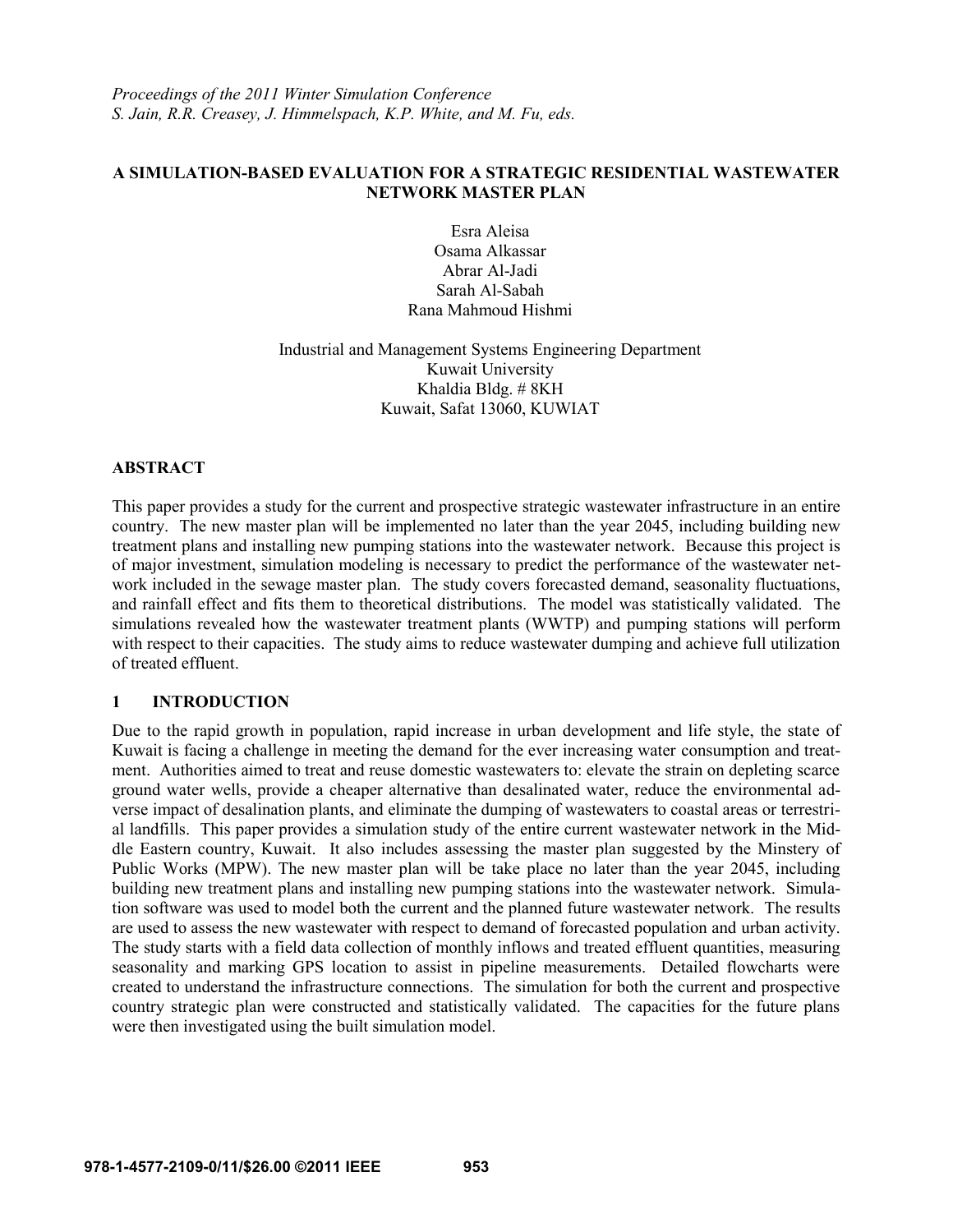*Proceedings of the 2011 Winter Simulation Conference*
*S. Jain, R.R. Creasey, J. Himmelspach, K.P. White, and M. Fu, eds.*

# A SIMULATION-BASED EVALUATION FOR A STRATEGIC RESIDENTIAL WASTEWATER NETWORK MASTER PLAN

Esra Aleisa
Osama Alkassar
Abrar Al-Jadi
Sarah Al-Sabah
Rana Mahmoud Hishmi

Industrial and Management Systems Engineering Department
Kuwait University
Khaldia Bldg. # 8KH
Kuwait, Safat 13060, KUWIAT

## ABSTRACT

This paper provides a study for the current and prospective strategic wastewater infrastructure in an entire country. The new master plan will be implemented no later than the year 2045, including building new treatment plans and installing new pumping stations into the wastewater network. Because this project is of major investment, simulation modeling is necessary to predict the performance of the wastewater network included in the sewage master plan. The study covers forecasted demand, seasonality fluctuations, and rainfall effect and fits them to theoretical distributions. The model was statistically validated. The simulations revealed how the wastewater treatment plants (WWTP) and pumping stations will perform with respect to their capacities. The study aims to reduce wastewater dumping and achieve full utilization of treated effluent.

## 1 INTRODUCTION

Due to the rapid growth in population, rapid increase in urban development and life style, the state of Kuwait is facing a challenge in meeting the demand for the ever increasing water consumption and treatment. Authorities aimed to treat and reuse domestic wastewaters to: elevate the strain on depleting scarce ground water wells, provide a cheaper alternative than desalinated water, reduce the environmental adverse impact of desalination plants, and eliminate the dumping of wastewaters to coastal areas or terrestrial landfills. This paper provides a simulation study of the entire current wastewater network in the Middle Eastern country, Kuwait. It also includes assessing the master plan suggested by the Minstery of Public Works (MPW). The new master plan will be take place no later than the year 2045, including building new treatment plans and installing new pumping stations into the wastewater network. Simulation software was used to model both the current and the planned future wastewater network. The results are used to assess the new wastewater with respect to demand of forecasted population and urban activity. The study starts with a field data collection of monthly inflows and treated effluent quantities, measuring seasonality and marking GPS location to assist in pipeline measurements. Detailed flowcharts were created to understand the infrastructure connections. The simulation for both the current and prospective country strategic plan were constructed and statistically validated. The capacities for the future plans were then investigated using the built simulation model.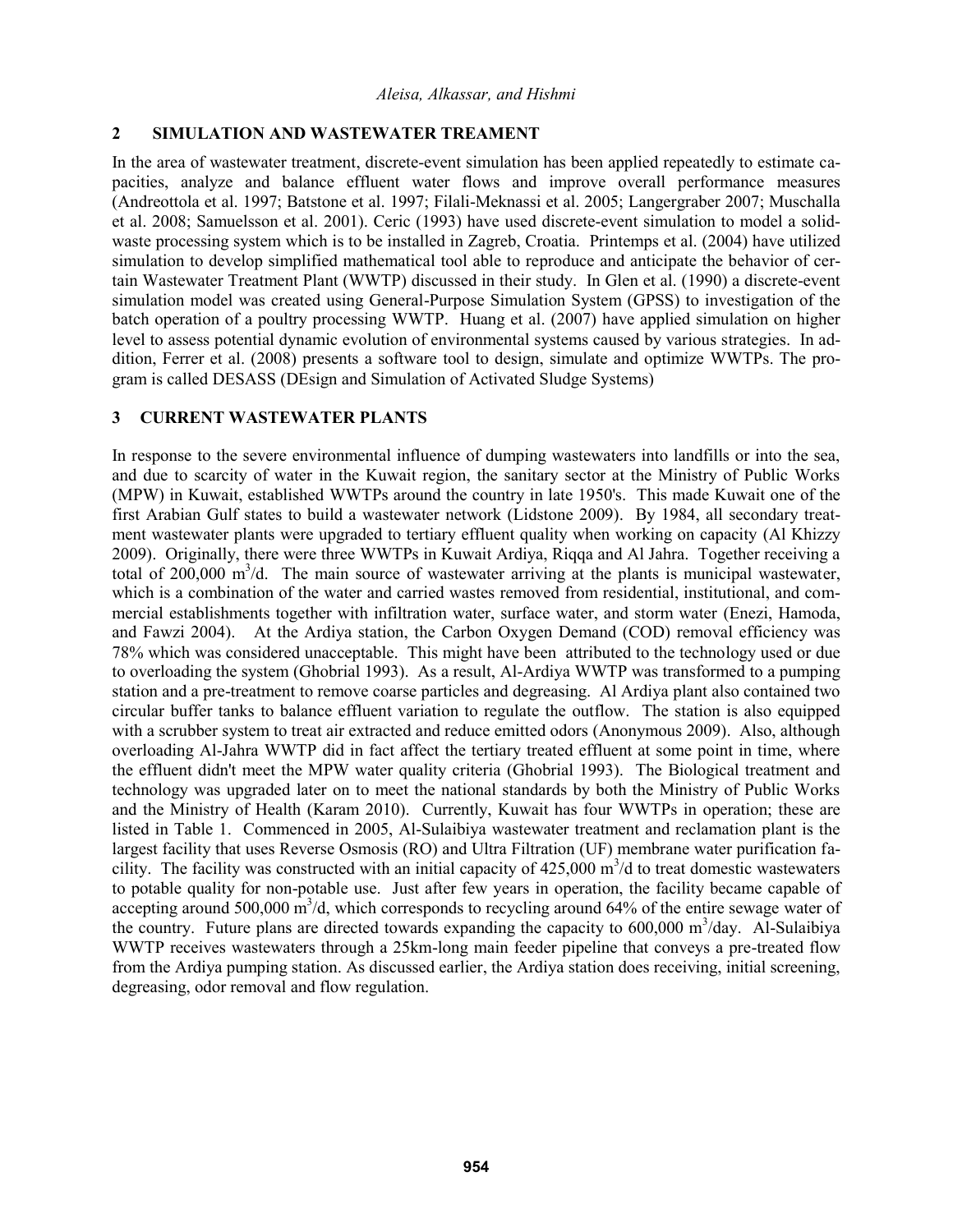## 2 SIMULATION AND WASTEWATER TREAMENT

In the area of wastewater treatment, discrete-event simulation has been applied repeatedly to estimate capacities, analyze and balance effluent water flows and improve overall performance measures (Andreottola et al. 1997; Batstone et al. 1997; Filali-Meknassi et al. 2005; Langergraber 2007; Muschalla et al. 2008; Samuelsson et al. 2001). Ceric (1993) have used discrete-event simulation to model a solid-waste processing system which is to be installed in Zagreb, Croatia. Printemps et al. (2004) have utilized simulation to develop simplified mathematical tool able to reproduce and anticipate the behavior of certain Wastewater Treatment Plant (WWTP) discussed in their study. In Glen et al. (1990) a discrete-event simulation model was created using General-Purpose Simulation System (GPSS) to investigation of the batch operation of a poultry processing WWTP. Huang et al. (2007) have applied simulation on higher level to assess potential dynamic evolution of environmental systems caused by various strategies. In addition, Ferrer et al. (2008) presents a software tool to design, simulate and optimize WWTPs. The program is called DESASS (DEsign and Simulation of Activated Sludge Systems)

## 3 CURRENT WASTEWATER PLANTS

In response to the severe environmental influence of dumping wastewaters into landfills or into the sea, and due to scarcity of water in the Kuwait region, the sanitary sector at the Ministry of Public Works (MPW) in Kuwait, established WWTPs around the country in late 1950's. This made Kuwait one of the first Arabian Gulf states to build a wastewater network (Lidstone 2009). By 1984, all secondary treatment wastewater plants were upgraded to tertiary effluent quality when working on capacity (Al Khizzy 2009). Originally, there were three WWTPs in Kuwait Ardiya, Riqqa and Al Jahra. Together receiving a total of 200,000 $m^3$/d. The main source of wastewater arriving at the plants is municipal wastewater, which is a combination of the water and carried wastes removed from residential, institutional, and commercial establishments together with infiltration water, surface water, and storm water (Enezi, Hamoda, and Fawzi 2004). At the Ardiya station, the Carbon Oxygen Demand (COD) removal efficiency was 78% which was considered unacceptable. This might have been attributed to the technology used or due to overloading the system (Ghobrial 1993). As a result, Al-Ardiya WWTP was transformed to a pumping station and a pre-treatment to remove coarse particles and degreasing. Al Ardiya plant also contained two circular buffer tanks to balance effluent variation to regulate the outflow. The station is also equipped with a scrubber system to treat air extracted and reduce emitted odors (Anonymous 2009). Also, although overloading Al-Jahra WWTP did in fact affect the tertiary treated effluent at some point in time, where the effluent didn't meet the MPW water quality criteria (Ghobrial 1993). The Biological treatment and technology was upgraded later on to meet the national standards by both the Ministry of Public Works and the Ministry of Health (Karam 2010). Currently, Kuwait has four WWTPs in operation; these are listed in Table 1. Commenced in 2005, Al-Sulaibiya wastewater treatment and reclamation plant is the largest facility that uses Reverse Osmosis (RO) and Ultra Filtration (UF) membrane water purification facility. The facility was constructed with an initial capacity of 425,000 $m^3$/d to treat domestic wastewaters to potable quality for non-potable use. Just after few years in operation, the facility became capable of accepting around 500,000 $m^3$/d, which corresponds to recycling around 64% of the entire sewage water of the country. Future plans are directed towards expanding the capacity to 600,000 $m^3$/day. Al-Sulaibiya WWTP receives wastewaters through a 25km-long main feeder pipeline that conveys a pre-treated flow from the Ardiya pumping station. As discussed earlier, the Ardiya station does receiving, initial screening, degreasing, odor removal and flow regulation.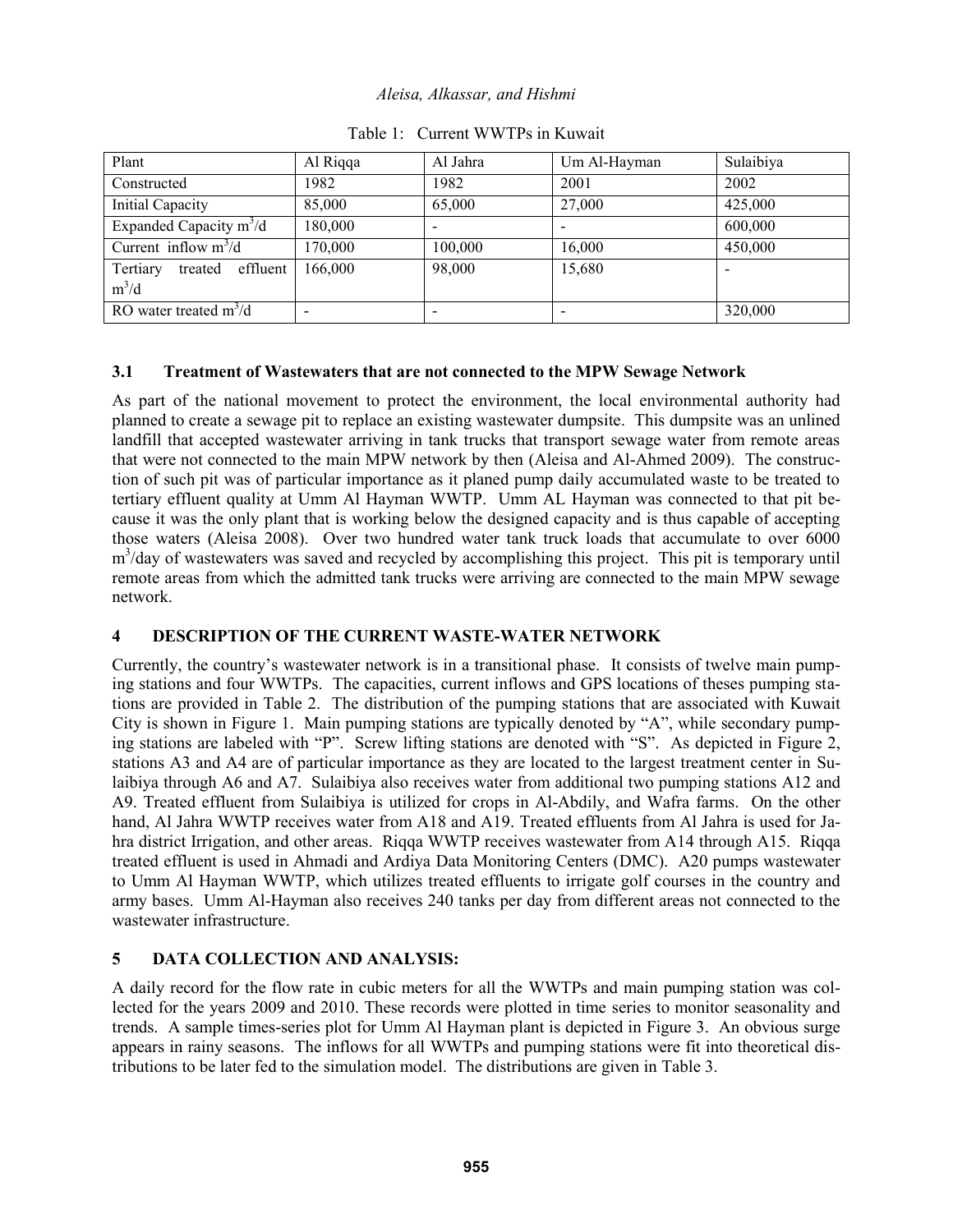Table 1: Current WWTPs in Kuwait

| Plant | Al Riqqa | Al Jahra | Um Al-Hayman | Sulaibiya |
|---|---|---|---|---|
| Constructed | 1982 | 1982 | 2001 | 2002 |
| Initial Capacity | 85,000 | 65,000 | 27,000 | 425,000 |
| Expanded Capacity $m^3/d$ | 180,000 | - | - | 600,000 |
| Current inflow $m^3/d$ | 170,000 | 100,000 | 16,000 | 450,000 |
| Tertiary treated effluent $m^3/d$ | 166,000 | 98,000 | 15,680 | - |
| RO water treated $m^3/d$ | - | - | - | 320,000 |

### 3.1 Treatment of Wastewaters that are not connected to the MPW Sewage Network

As part of the national movement to protect the environment, the local environmental authority had planned to create a sewage pit to replace an existing wastewater dumpsite. This dumpsite was an unlined landfill that accepted wastewater arriving in tank trucks that transport sewage water from remote areas that were not connected to the main MPW network by then (Aleisa and Al-Ahmed 2009). The construction of such pit was of particular importance as it planed pump daily accumulated waste to be treated to tertiary effluent quality at Umm Al Hayman WWTP. Umm AL Hayman was connected to that pit because it was the only plant that is working below the designed capacity and is thus capable of accepting those waters (Aleisa 2008). Over two hundred water tank truck loads that accumulate to over 6000 $m^3$/day of wastewaters was saved and recycled by accomplishing this project. This pit is temporary until remote areas from which the admitted tank trucks were arriving are connected to the main MPW sewage network.

## 4 DESCRIPTION OF THE CURRENT WASTE-WATER NETWORK

Currently, the country's wastewater network is in a transitional phase. It consists of twelve main pumping stations and four WWTPs. The capacities, current inflows and GPS locations of theses pumping stations are provided in Table 2. The distribution of the pumping stations that are associated with Kuwait City is shown in Figure 1. Main pumping stations are typically denoted by "A", while secondary pumping stations are labeled with "P". Screw lifting stations are denoted with "S". As depicted in Figure 2, stations A3 and A4 are of particular importance as they are located to the largest treatment center in Sulaibiya through A6 and A7. Sulaibiya also receives water from additional two pumping stations A12 and A9. Treated effluent from Sulaibiya is utilized for crops in Al-Abdily, and Wafra farms. On the other hand, Al Jahra WWTP receives water from A18 and A19. Treated effluents from Al Jahra is used for Jahra district Irrigation, and other areas. Riqqa WWTP receives wastewater from A14 through A15. Riqqa treated effluent is used in Ahmadi and Ardiya Data Monitoring Centers (DMC). A20 pumps wastewater to Umm Al Hayman WWTP, which utilizes treated effluents to irrigate golf courses in the country and army bases. Umm Al-Hayman also receives 240 tanks per day from different areas not connected to the wastewater infrastructure.

## 5 DATA COLLECTION AND ANALYSIS:

A daily record for the flow rate in cubic meters for all the WWTPs and main pumping station was collected for the years 2009 and 2010. These records were plotted in time series to monitor seasonality and trends. A sample times-series plot for Umm Al Hayman plant is depicted in Figure 3. An obvious surge appears in rainy seasons. The inflows for all WWTPs and pumping stations were fit into theoretical distributions to be later fed to the simulation model. The distributions are given in Table 3.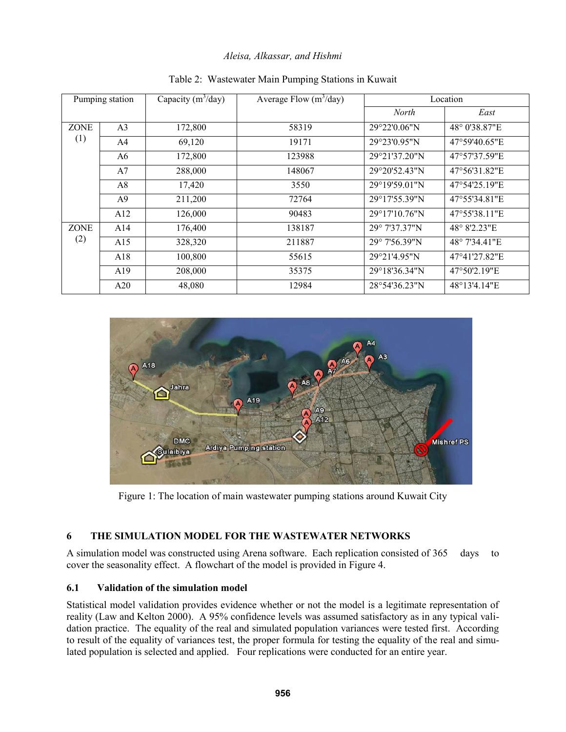Table 2: Wastewater Main Pumping Stations in Kuwait

| Pumping station | | Capacity ($m^3$/day) | Average Flow ($m^3$/day) | Location | |
|---|---|---|---|---|---|
| | | | | *North* | *East* |
| ZONE (1) | A3 | 172,800 | 58319 | 29°22'0.06"N | 48° 0'38.87"E |
| | A4 | 69,120 | 19171 | 29°23'0.95"N | 47°59'40.65"E |
| | A6 | 172,800 | 123988 | 29°21'37.20"N | 47°57'37.59"E |
| | A7 | 288,000 | 148067 | 29°20'52.43"N | 47°56'31.82"E |
| | A8 | 17,420 | 3550 | 29°19'59.01"N | 47°54'25.19"E |
| | A9 | 211,200 | 72764 | 29°17'55.39"N | 47°55'34.81"E |
| | A12 | 126,000 | 90483 | 29°17'10.76"N | 47°55'38.11"E |
| ZONE (2) | A14 | 176,400 | 138187 | 29° 7'37.37"N | 48° 8'2.23"E |
| | A15 | 328,320 | 211887 | 29° 7'56.39"N | 48° 7'34.41"E |
| | A18 | 100,800 | 55615 | 29°21'4.95"N | 47°41'27.82"E |
| | A19 | 208,000 | 35375 | 29°18'36.34"N | 47°50'2.19"E |
| | A20 | 48,080 | 12984 | 28°54'36.23"N | 48°13'4.14"E |

Figure 1: The location of main wastewater pumping stations around Kuwait City

## 6 THE SIMULATION MODEL FOR THE WASTEWATER NETWORKS

A simulation model was constructed using Arena software. Each replication consisted of 365 days to cover the seasonality effect. A flowchart of the model is provided in Figure 4.

### 6.1 Validation of the simulation model

Statistical model validation provides evidence whether or not the model is a legitimate representation of reality (Law and Kelton 2000). A 95% confidence levels was assumed satisfactory as in any typical validation practice. The equality of the real and simulated population variances were tested first. According to result of the equality of variances test, the proper formula for testing the equality of the real and simulated population is selected and applied. Four replications were conducted for an entire year.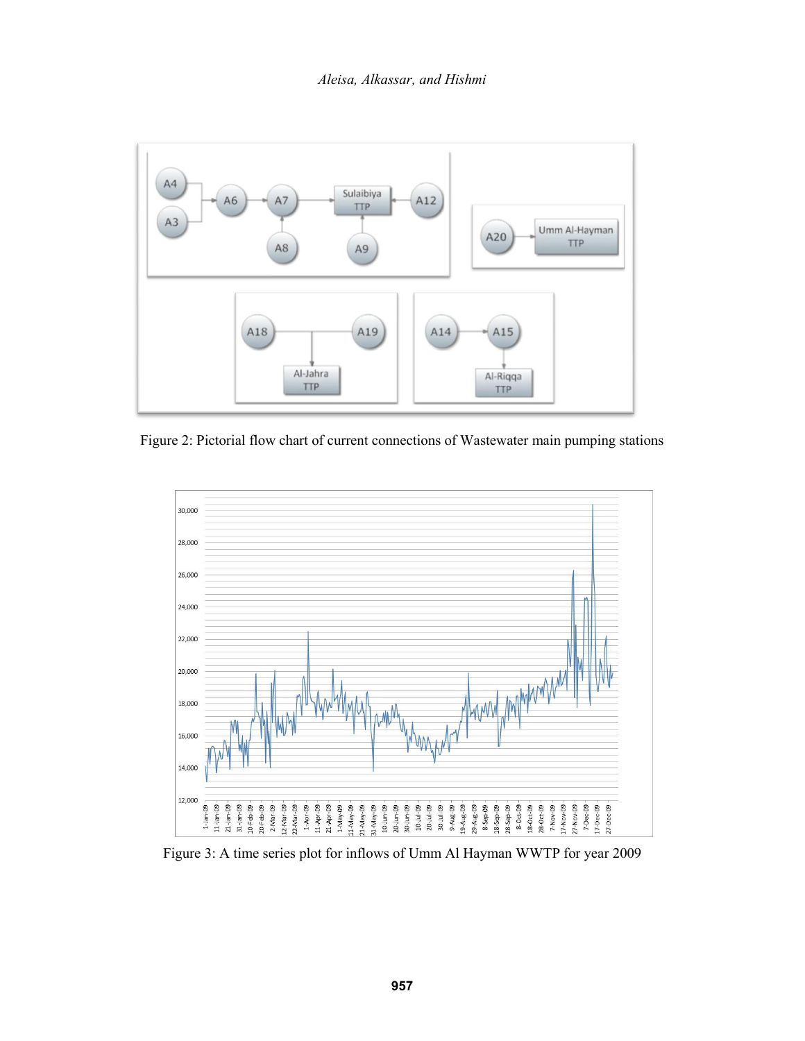Figure 2: Pictorial flow chart of current connections of Wastewater main pumping stations

Figure 3: A time series plot for inflows of Umm Al Hayman WWTP for year 2009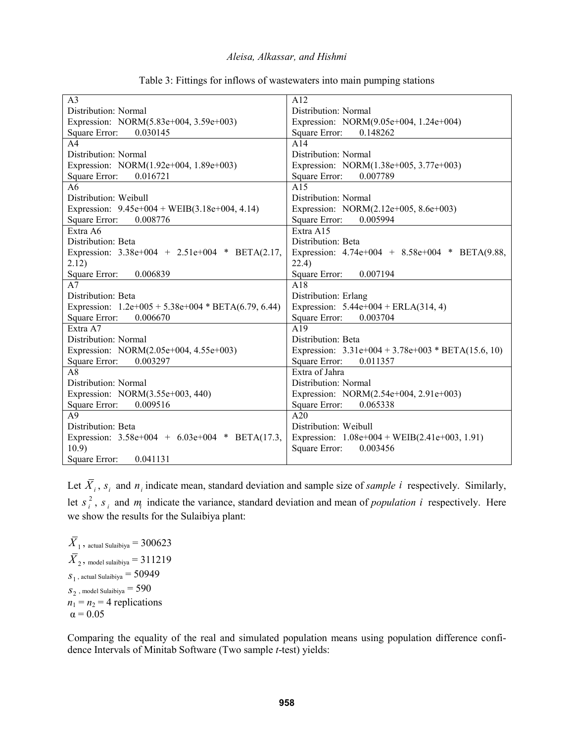Table 3: Fittings for inflows of wastewaters into main pumping stations

| | |
|---|---|
| A3<br>Distribution: Normal<br>Expression: NORM(5.83e+004, 3.59e+003)<br>Square Error: 0.030145 | A12<br>Distribution: Normal<br>Expression: NORM(9.05e+004, 1.24e+004)<br>Square Error: 0.148262 |
| A4<br>Distribution: Normal<br>Expression: NORM(1.92e+004, 1.89e+003)<br>Square Error: 0.016721 | A14<br>Distribution: Normal<br>Expression: NORM(1.38e+005, 3.77e+003)<br>Square Error: 0.007789 |
| A6<br>Distribution: Weibull<br>Expression: 9.45e+004 + WEIB(3.18e+004, 4.14)<br>Square Error: 0.008776 | A15<br>Distribution: Normal<br>Expression: NORM(2.12e+005, 8.6e+003)<br>Square Error: 0.005994 |
| Extra A6<br>Distribution: Beta<br>Expression: 3.38e+004 + 2.51e+004 * BETA(2.17, 2.12)<br>Square Error: 0.006839 | Extra A15<br>Distribution: Beta<br>Expression: 4.74e+004 + 8.58e+004 * BETA(9.88, 22.4)<br>Square Error: 0.007194 |
| A7<br>Distribution: Beta<br>Expression: 1.2e+005 + 5.38e+004 * BETA(6.79, 6.44)<br>Square Error: 0.006670 | A18<br>Distribution: Erlang<br>Expression: 5.44e+004 + ERLA(314, 4)<br>Square Error: 0.003704 |
| Extra A7<br>Distribution: Normal<br>Expression: NORM(2.05e+004, 4.55e+003)<br>Square Error: 0.003297 | A19<br>Distribution: Beta<br>Expression: 3.31e+004 + 3.78e+003 * BETA(15.6, 10)<br>Square Error: 0.011357 |
| A8<br>Distribution: Normal<br>Expression: NORM(3.55e+003, 440)<br>Square Error: 0.009516 | Extra of Jahra<br>Distribution: Normal<br>Expression: NORM(2.54e+004, 2.91e+003)<br>Square Error: 0.065338 |
| A9<br>Distribution: Beta<br>Expression: 3.58e+004 + 6.03e+004 * BETA(17.3, 10.9)<br>Square Error: 0.041131 | A20<br>Distribution: Weibull<br>Expression: 1.08e+004 + WEIB(2.41e+003, 1.91)<br>Square Error: 0.003456 |

Let $\bar{X}_i$, $s_i$ and $n_i$ indicate mean, standard deviation and sample size of *sample* $i$ respectively. Similarly, let $s_i^2$, $s_i$ and $m_i$ indicate the variance, standard deviation and mean of *population* $i$ respectively. Here we show the results for the Sulaibiya plant:

$\bar{X}_{1\text{, actual Sulaibiya}} = 300623$
$\bar{X}_{2\text{, model sulaibiya}} = 311219$
$s_{1\text{, actual Sulaibiya}} = 50949$
$s_{2\text{, model Sulaibiya}} = 590$
$n_1 = n_2 = 4$ replications
$\alpha = 0.05$

Comparing the equality of the real and simulated population means using population difference confidence Intervals of Minitab Software (Two sample *t*-test) yields: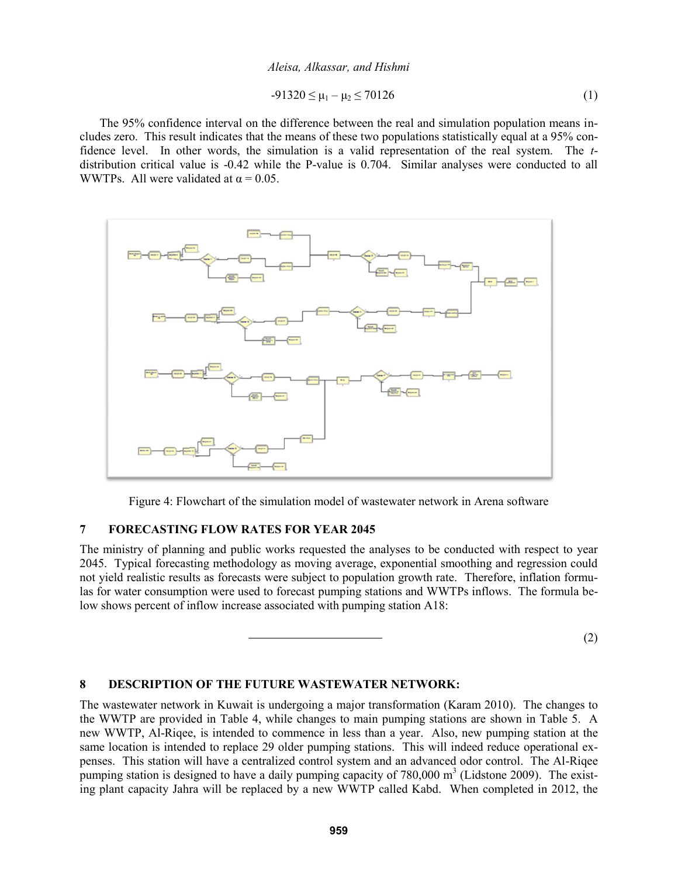$$-91320 \leq \mu_1 - \mu_2 \leq 70126 \quad (1)$$

The 95% confidence interval on the difference between the real and simulation population means includes zero. This result indicates that the means of these two populations statistically equal at a 95% confidence level. In other words, the simulation is a valid representation of the real system. The *t*-distribution critical value is -0.42 while the P-value is 0.704. Similar analyses were conducted to all WWTPs. All were validated at $\alpha = 0.05$.

Figure 4: Flowchart of the simulation model of wastewater network in Arena software

## 7 FORECASTING FLOW RATES FOR YEAR 2045

The ministry of planning and public works requested the analyses to be conducted with respect to year 2045. Typical forecasting methodology as moving average, exponential smoothing and regression could not yield realistic results as forecasts were subject to population growth rate. Therefore, inflation formulas for water consumption were used to forecast pumping stations and WWTPs inflows. The formula below shows percent of inflow increase associated with pumping station A18:

(2)

## 8 DESCRIPTION OF THE FUTURE WASTEWATER NETWORK:

The wastewater network in Kuwait is undergoing a major transformation (Karam 2010). The changes to the WWTP are provided in Table 4, while changes to main pumping stations are shown in Table 5. A new WWTP, Al-Riqee, is intended to commence in less than a year. Also, new pumping station at the same location is intended to replace 29 older pumping stations. This will indeed reduce operational expenses. This station will have a centralized control system and an advanced odor control. The Al-Riqee pumping station is designed to have a daily pumping capacity of 780,000 $m^3$ (Lidstone 2009). The existing plant capacity Jahra will be replaced by a new WWTP called Kabd. When completed in 2012, the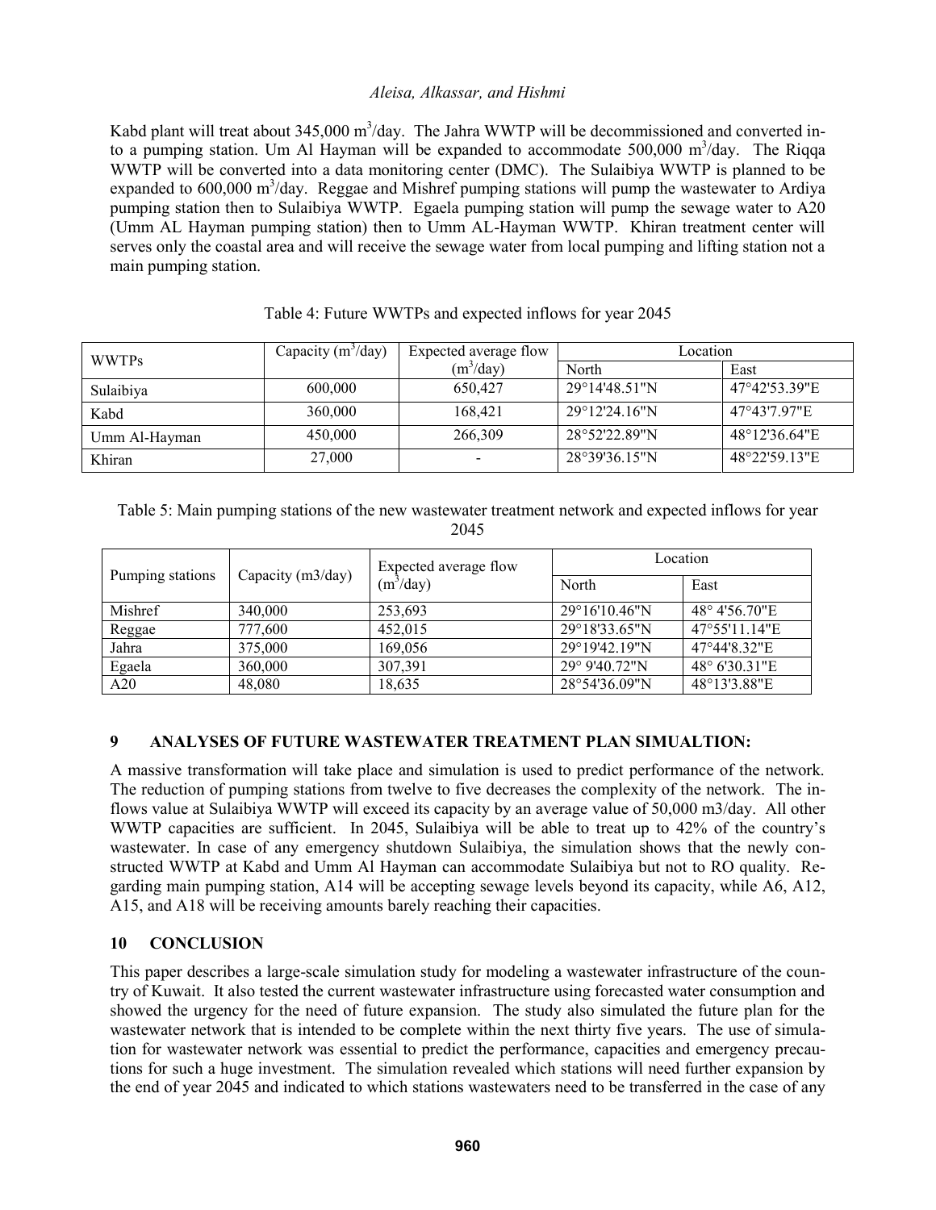Kabd plant will treat about 345,000 $m^3$/day. The Jahra WWTP will be decommissioned and converted into a pumping station. Um Al Hayman will be expanded to accommodate 500,000 $m^3$/day. The Riqqa WWTP will be converted into a data monitoring center (DMC). The Sulaibiya WWTP is planned to be expanded to 600,000 $m^3$/day. Reggae and Mishref pumping stations will pump the wastewater to Ardiya pumping station then to Sulaibiya WWTP. Egaela pumping station will pump the sewage water to A20 (Umm AL Hayman pumping station) then to Umm AL-Hayman WWTP. Khiran treatment center will serves only the coastal area and will receive the sewage water from local pumping and lifting station not a main pumping station.

Table 4: Future WWTPs and expected inflows for year 2045

| WWTPs | Capacity ($m^3$/day) | Expected average flow ($m^3$/day) | Location | |
|---|---|---|---|---|
| | | | North | East |
| Sulaibiya | 600,000 | 650,427 | 29°14'48.51"N | 47°42'53.39"E |
| Kabd | 360,000 | 168,421 | 29°12'24.16"N | 47°43'7.97"E |
| Umm Al-Hayman | 450,000 | 266,309 | 28°52'22.89"N | 48°12'36.64"E |
| Khiran | 27,000 | - | 28°39'36.15"N | 48°22'59.13"E |

Table 5: Main pumping stations of the new wastewater treatment network and expected inflows for year 2045

| Pumping stations | Capacity (m3/day) | Expected average flow ($m^3$/day) | Location | |
|---|---|---|---|---|
| | | | North | East |
| Mishref | 340,000 | 253,693 | 29°16'10.46"N | 48° 4'56.70"E |
| Reggae | 777,600 | 452,015 | 29°18'33.65"N | 47°55'11.14"E |
| Jahra | 375,000 | 169,056 | 29°19'42.19"N | 47°44'8.32"E |
| Egaela | 360,000 | 307,391 | 29° 9'40.72"N | 48° 6'30.31"E |
| A20 | 48,080 | 18,635 | 28°54'36.09"N | 48°13'3.88"E |

## 9 ANALYSES OF FUTURE WASTEWATER TREATMENT PLAN SIMUALTION:

A massive transformation will take place and simulation is used to predict performance of the network. The reduction of pumping stations from twelve to five decreases the complexity of the network. The inflows value at Sulaibiya WWTP will exceed its capacity by an average value of 50,000 m3/day. All other WWTP capacities are sufficient. In 2045, Sulaibiya will be able to treat up to 42% of the country's wastewater. In case of any emergency shutdown Sulaibiya, the simulation shows that the newly constructed WWTP at Kabd and Umm Al Hayman can accommodate Sulaibiya but not to RO quality. Regarding main pumping station, A14 will be accepting sewage levels beyond its capacity, while A6, A12, A15, and A18 will be receiving amounts barely reaching their capacities.

## 10 CONCLUSION

This paper describes a large-scale simulation study for modeling a wastewater infrastructure of the country of Kuwait. It also tested the current wastewater infrastructure using forecasted water consumption and showed the urgency for the need of future expansion. The study also simulated the future plan for the wastewater network that is intended to be complete within the next thirty five years. The use of simulation for wastewater network was essential to predict the performance, capacities and emergency precautions for such a huge investment. The simulation revealed which stations will need further expansion by the end of year 2045 and indicated to which stations wastewaters need to be transferred in the case of any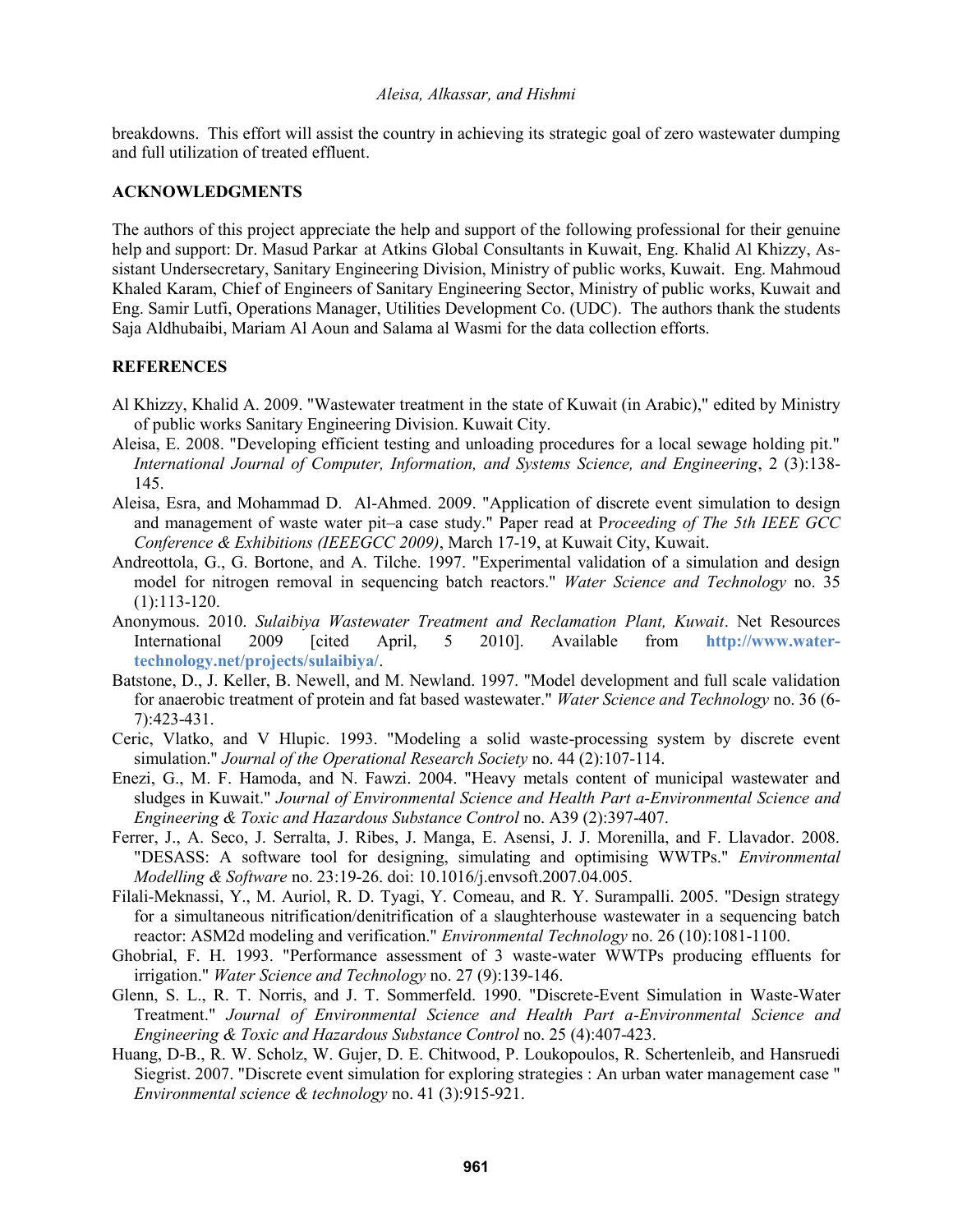breakdowns. This effort will assist the country in achieving its strategic goal of zero wastewater dumping and full utilization of treated effluent.

## ACKNOWLEDGMENTS

The authors of this project appreciate the help and support of the following professional for their genuine help and support: Dr. Masud Parkar at Atkins Global Consultants in Kuwait, Eng. Khalid Al Khizzy, Assistant Undersecretary, Sanitary Engineering Division, Ministry of public works, Kuwait. Eng. Mahmoud Khaled Karam, Chief of Engineers of Sanitary Engineering Sector, Ministry of public works, Kuwait and Eng. Samir Lutfi, Operations Manager, Utilities Development Co. (UDC). The authors thank the students Saja Aldhubaibi, Mariam Al Aoun and Salama al Wasmi for the data collection efforts.

## REFERENCES

Al Khizzy, Khalid A. 2009. "Wastewater treatment in the state of Kuwait (in Arabic)," edited by Ministry of public works Sanitary Engineering Division. Kuwait City.

Aleisa, E. 2008. "Developing efficient testing and unloading procedures for a local sewage holding pit." *International Journal of Computer, Information, and Systems Science, and Engineering*, 2 (3):138-145.

Aleisa, Esra, and Mohammad D. Al-Ahmed. 2009. "Application of discrete event simulation to design and management of waste water pit–a case study." Paper read at P*roceeding of The 5th IEEE GCC Conference & Exhibitions (IEEEGCC 2009)*, March 17-19, at Kuwait City, Kuwait.

Andreottola, G., G. Bortone, and A. Tilche. 1997. "Experimental validation of a simulation and design model for nitrogen removal in sequencing batch reactors." *Water Science and Technology* no. 35 (1):113-120.

Anonymous. 2010. *Sulaibiya Wastewater Treatment and Reclamation Plant, Kuwait*. Net Resources International 2009 [cited April, 5 2010]. Available from **http://www.water-technology.net/projects/sulaibiya/**.

Batstone, D., J. Keller, B. Newell, and M. Newland. 1997. "Model development and full scale validation for anaerobic treatment of protein and fat based wastewater." *Water Science and Technology* no. 36 (6-7):423-431.

Ceric, Vlatko, and V Hlupic. 1993. "Modeling a solid waste-processing system by discrete event simulation." *Journal of the Operational Research Society* no. 44 (2):107-114.

Enezi, G., M. F. Hamoda, and N. Fawzi. 2004. "Heavy metals content of municipal wastewater and sludges in Kuwait." *Journal of Environmental Science and Health Part a-Environmental Science and Engineering & Toxic and Hazardous Substance Control* no. A39 (2):397-407.

Ferrer, J., A. Seco, J. Serralta, J. Ribes, J. Manga, E. Asensi, J. J. Morenilla, and F. Llavador. 2008. "DESASS: A software tool for designing, simulating and optimising WWTPs." *Environmental Modelling & Software* no. 23:19-26. doi: 10.1016/j.envsoft.2007.04.005.

Filali-Meknassi, Y., M. Auriol, R. D. Tyagi, Y. Comeau, and R. Y. Surampalli. 2005. "Design strategy for a simultaneous nitrification/denitrification of a slaughterhouse wastewater in a sequencing batch reactor: ASM2d modeling and verification." *Environmental Technology* no. 26 (10):1081-1100.

Ghobrial, F. H. 1993. "Performance assessment of 3 waste-water WWTPs producing effluents for irrigation." *Water Science and Technology* no. 27 (9):139-146.

Glenn, S. L., R. T. Norris, and J. T. Sommerfeld. 1990. "Discrete-Event Simulation in Waste-Water Treatment." *Journal of Environmental Science and Health Part a-Environmental Science and Engineering & Toxic and Hazardous Substance Control* no. 25 (4):407-423.

Huang, D-B., R. W. Scholz, W. Gujer, D. E. Chitwood, P. Loukopoulos, R. Schertenleib, and Hansruedi Siegrist. 2007. "Discrete event simulation for exploring strategies : An urban water management case " *Environmental science & technology* no. 41 (3):915-921.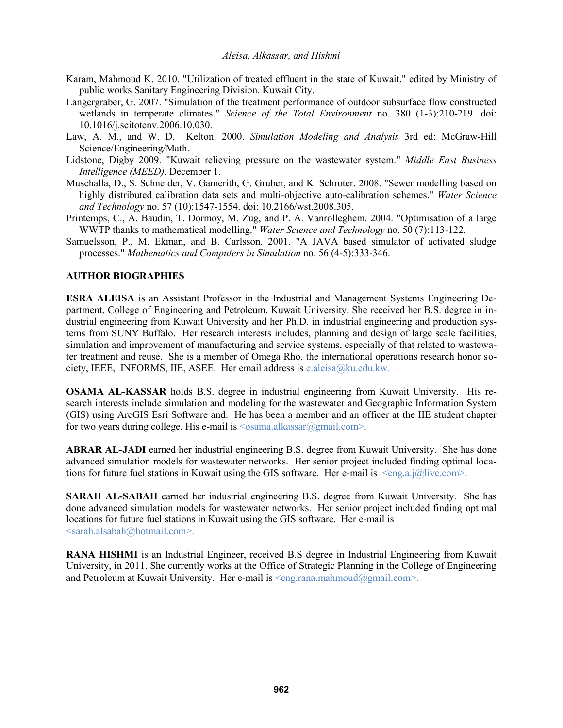Karam, Mahmoud K. 2010. "Utilization of treated effluent in the state of Kuwait," edited by Ministry of public works Sanitary Engineering Division. Kuwait City.

Langergraber, G. 2007. "Simulation of the treatment performance of outdoor subsurface flow constructed wetlands in temperate climates." *Science of the Total Environment* no. 380 (1-3):210-219. doi: 10.1016/j.scitotenv.2006.10.030.

Law, A. M., and W. D. Kelton. 2000. *Simulation Modeling and Analysis* 3rd ed: McGraw-Hill Science/Engineering/Math.

Lidstone, Digby 2009. "Kuwait relieving pressure on the wastewater system." *Middle East Business Intelligence (MEED)*, December 1.

Muschalla, D., S. Schneider, V. Gamerith, G. Gruber, and K. Schroter. 2008. "Sewer modelling based on highly distributed calibration data sets and multi-objective auto-calibration schemes." *Water Science and Technology* no. 57 (10):1547-1554. doi: 10.2166/wst.2008.305.

Printemps, C., A. Baudin, T. Dormoy, M. Zug, and P. A. Vanrolleghem. 2004. "Optimisation of a large WWTP thanks to mathematical modelling." *Water Science and Technology* no. 50 (7):113-122.

Samuelsson, P., M. Ekman, and B. Carlsson. 2001. "A JAVA based simulator of activated sludge processes." *Mathematics and Computers in Simulation* no. 56 (4-5):333-346.

## AUTHOR BIOGRAPHIES

**ESRA ALEISA** is an Assistant Professor in the Industrial and Management Systems Engineering Department, College of Engineering and Petroleum, Kuwait University. She received her B.S. degree in industrial engineering from Kuwait University and her Ph.D. in industrial engineering and production systems from SUNY Buffalo. Her research interests includes, planning and design of large scale facilities, simulation and improvement of manufacturing and service systems, especially of that related to wastewater treatment and reuse. She is a member of Omega Rho, the international operations research honor society, IEEE, INFORMS, IIE, ASEE. Her email address is e.aleisa@ku.edu.kw.

**OSAMA AL-KASSAR** holds B.S. degree in industrial engineering from Kuwait University. His research interests include simulation and modeling for the wastewater and Geographic Information System (GIS) using ArcGIS Esri Software and. He has been a member and an officer at the IIE student chapter for two years during college. His e-mail is <osama.alkassar@gmail.com>.

**ABRAR AL-JADI** earned her industrial engineering B.S. degree from Kuwait University. She has done advanced simulation models for wastewater networks. Her senior project included finding optimal locations for future fuel stations in Kuwait using the GIS software. Her e-mail is <eng.a.j@live.com>.

**SARAH AL-SABAH** earned her industrial engineering B.S. degree from Kuwait University. She has done advanced simulation models for wastewater networks. Her senior project included finding optimal locations for future fuel stations in Kuwait using the GIS software. Her e-mail is <sarah.alsabah@hotmail.com>.

**RANA HISHMI** is an Industrial Engineer, received B.S degree in Industrial Engineering from Kuwait University, in 2011. She currently works at the Office of Strategic Planning in the College of Engineering and Petroleum at Kuwait University. Her e-mail is <eng.rana.mahmoud@gmail.com>.